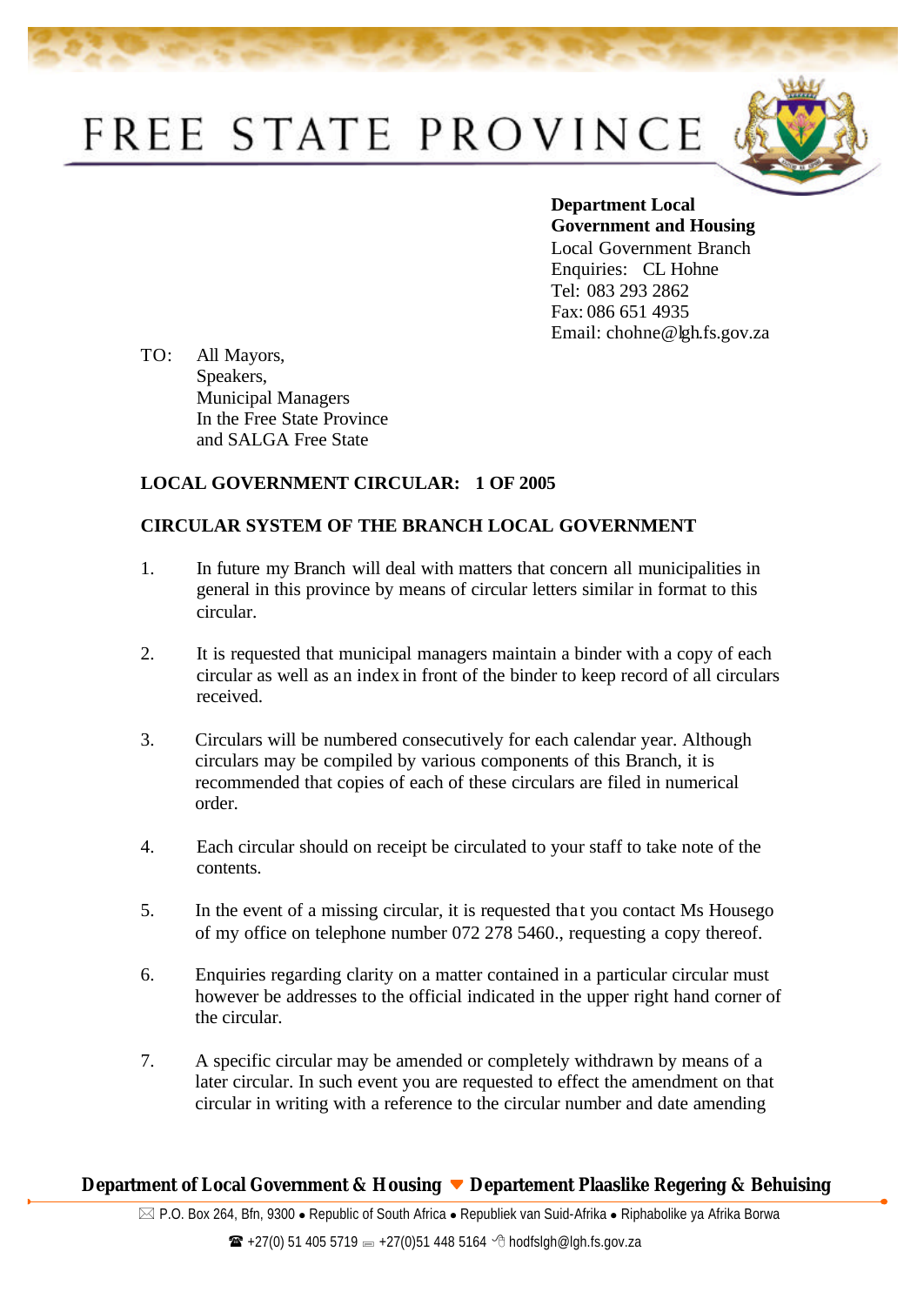# FREE STATE PROVINCE

**Department Local Government and Housing**
Local Government Branch
Enquiries: CL Hohne
Tel: 083 293 2862
Fax: 086 651 4935
Email: chohne@lgh.fs.gov.za

TO: All Mayors,
Speakers,
Municipal Managers
In the Free State Province
and SALGA Free State

**LOCAL GOVERNMENT CIRCULAR: 1 OF 2005**

**CIRCULAR SYSTEM OF THE BRANCH LOCAL GOVERNMENT**

1. In future my Branch will deal with matters that concern all municipalities in general in this province by means of circular letters similar in format to this circular.

2. It is requested that municipal managers maintain a binder with a copy of each circular as well as an index in front of the binder to keep record of all circulars received.

3. Circulars will be numbered consecutively for each calendar year. Although circulars may be compiled by various components of this Branch, it is recommended that copies of each of these circulars are filed in numerical order.

4. Each circular should on receipt be circulated to your staff to take note of the contents.

5. In the event of a missing circular, it is requested that you contact Ms Housego of my office on telephone number 072 278 5460., requesting a copy thereof.

6. Enquiries regarding clarity on a matter contained in a particular circular must however be addresses to the official indicated in the upper right hand corner of the circular.

7. A specific circular may be amended or completely withdrawn by means of a later circular. In such event you are requested to effect the amendment on that circular in writing with a reference to the circular number and date amending

**Department of Local Government & Housing ▼ Departement Plaaslike Regering & Behuising**

P.O. Box 264, Bfn, 9300 • Republic of South Africa • Republiek van Suid-Afrika • Riphabolike ya Afrika Borwa

+27(0) 51 405 5719 +27(0)51 448 5164 hodfslgh@lgh.fs.gov.za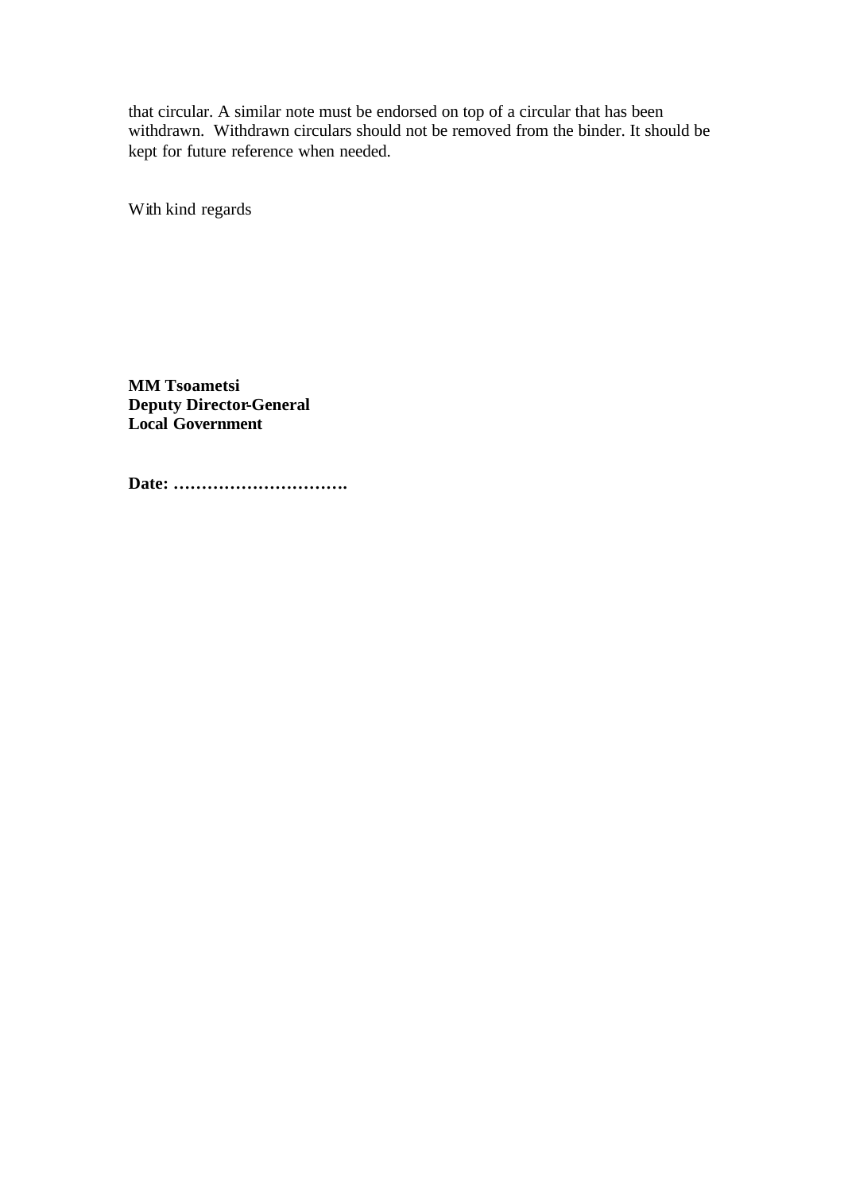that circular. A similar note must be endorsed on top of a circular that has been withdrawn. Withdrawn circulars should not be removed from the binder. It should be kept for future reference when needed.

With kind regards

**MM Tsoametsi**
**Deputy Director-General**
**Local Government**

**Date: ………………………….**